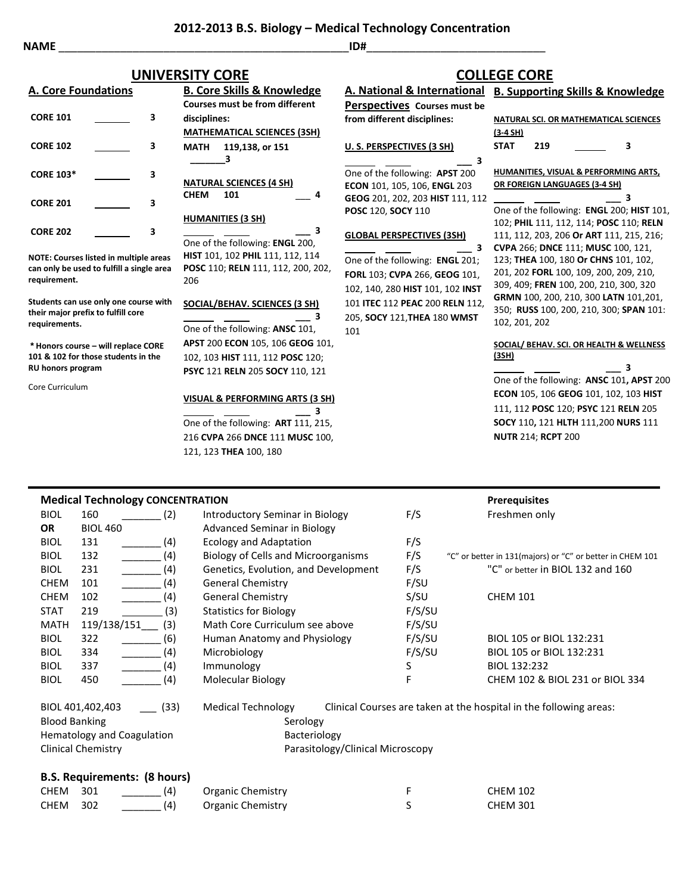# 2012-2013 B.S. Biology – Medical Technology Concentration

**NAME** ______________________________________________ **ID#** ____________________________

## UNIVERSITY CORE

### A. Core Foundations

| | | |
|---|---|---|
| **CORE 101** | _______ | **3** |
| **CORE 102** | _______ | **3** |
| **CORE 103*** | _______ | **3** |
| **CORE 201** | _______ | **3** |
| **CORE 202** | _______ | **3** |

**NOTE: Courses listed in multiple areas can only be used to fulfill a single area requirement.**

**Students can use only one course with their major prefix to fulfill core requirements.**

**\* Honors course – will replace CORE 101 & 102 for those students in the RU honors program**

Core Curriculum

### B. Core Skills & Knowledge

**Courses must be from different disciplines:**

**MATHEMATICAL SCIENCES (3SH)**

**MATH 119,138, or 151** _______ **3**

**NATURAL SCIENCES (4 SH)**

**CHEM 101** ___ **4**

**HUMANITIES (3 SH)**

______ _____ ___ **3**

One of the following: **ENGL** 200, **HIST** 101, 102 **PHIL** 111, 112, 114 **POSC** 110; **RELN** 111, 112, 200, 202, 206

**SOCIAL/BEHAV. SCIENCES (3 SH)**

______ _____ ___ **3**

One of the following: **ANSC** 101, **APST** 200 **ECON** 105, 106 **GEOG** 101, 102, 103 **HIST** 111, 112 **POSC** 120; **PSYC** 121 **RELN** 205 **SOCY** 110, 121

**VISUAL & PERFORMING ARTS (3 SH)**

______ _____ ___ **3**

One of the following: **ART** 111, 215, 216 **CVPA** 266 **DNCE** 111 **MUSC** 100, 121, 123 **THEA** 100, 180

## COLLEGE CORE

### A. National & International Perspectives

**Courses must be from different disciplines:**

**U. S. PERSPECTIVES (3 SH)**

______ _____ ___ **3**

One of the following: **APST** 200 **ECON** 101, 105, 106, **ENGL** 203 **GEOG** 201, 202, 203 **HIST** 111, 112 **POSC** 120, **SOCY** 110

**GLOBAL PERSPECTIVES (3SH)**

______ _____ ___ **3**

One of the following: **ENGL** 201; **FORL** 103; **CVPA** 266, **GEOG** 101, 102, 140, 280 **HIST** 101, 102 **INST** 101 **ITEC** 112 **PEAC** 200 **RELN** 112, 205, **SOCY** 121,**THEA** 180 **WMST** 101

### B. Supporting Skills & Knowledge

**NATURAL SCI. OR MATHEMATICAL SCIENCES (3-4 SH)**

**STAT 219** ______ **3**

**HUMANITIES, VISUAL & PERFORMING ARTS, OR FOREIGN LANGUAGES (3-4 SH)**

______ _____ ___ **3**

One of the following: **ENGL** 200; **HIST** 101, 102; **PHIL** 111, 112, 114; **POSC** 110; **RELN** 111, 112, 203, 206 **Or ART** 111, 215, 216; **CVPA** 266; **DNCE** 111; **MUSC** 100, 121, 123; **THEA** 100, 180 **Or CHNS** 101, 102, 201, 202 **FORL** 100, 109, 200, 209, 210, 309, 409; **FREN** 100, 200, 210, 300, 320 **GRMN** 100, 200, 210, 300 **LATN** 101,201, 350; **RUSS** 100, 200, 210, 300; **SPAN** 101: 102, 201, 202

**SOCIAL/ BEHAV. SCI. OR HEALTH & WELLNESS (3SH)**

______ _____ ___ **3**

One of the following: **ANSC** 101**, APST** 200 **ECON** 105, 106 **GEOG** 101, 102, 103 **HIST** 111, 112 **POSC** 120; **PSYC** 121 **RELN** 205 **SOCY** 110**,** 121 **HLTH** 111,200 **NURS** 111 **NUTR** 214; **RCPT** 200

---

### Medical Technology CONCENTRATION

| | | | | | **Prerequisites** |
|---|---|---|---|---|---|
| BIOL | 160 | _______ (2) | Introductory Seminar in Biology | F/S | Freshmen only |
| **OR** | BIOL 460 | | Advanced Seminar in Biology | | |
| BIOL | 131 | _______ (4) | Ecology and Adaptation | F/S | |
| BIOL | 132 | _______ (4) | Biology of Cells and Microorganisms | F/S | "C" or better in 131(majors) or "C" or better in CHEM 101 |
| BIOL | 231 | _______ (4) | Genetics, Evolution, and Development | F/S | "C" or better in BIOL 132 and 160 |
| CHEM | 101 | _______ (4) | General Chemistry | F/SU | |
| CHEM | 102 | _______ (4) | General Chemistry | S/SU | CHEM 101 |
| STAT | 219 | _______ (3) | Statistics for Biology | F/S/SU | |
| MATH | 119/138/151___ | (3) | Math Core Curriculum see above | F/S/SU | |
| BIOL | 322 | _______ (6) | Human Anatomy and Physiology | F/S/SU | BIOL 105 or BIOL 132:231 |
| BIOL | 334 | _______ (4) | Microbiology | F/S/SU | BIOL 105 or BIOL 132:231 |
| BIOL | 337 | _______ (4) | Immunology | S | BIOL 132:232 |
| BIOL | 450 | _______ (4) | Molecular Biology | F | CHEM 102 & BIOL 231 or BIOL 334 |

BIOL 401,402,403 ___ (33) Medical Technology — Clinical Courses are taken at the hospital in the following areas:

| | |
|---|---|
| Blood Banking | Serology |
| Hematology and Coagulation | Bacteriology |
| Clinical Chemistry | Parasitology/Clinical Microscopy |

### B.S. Requirements: (8 hours)

| | | | | | |
|---|---|---|---|---|---|
| CHEM | 301 | _______ (4) | Organic Chemistry | F | CHEM 102 |
| CHEM | 302 | _______ (4) | Organic Chemistry | S | CHEM 301 |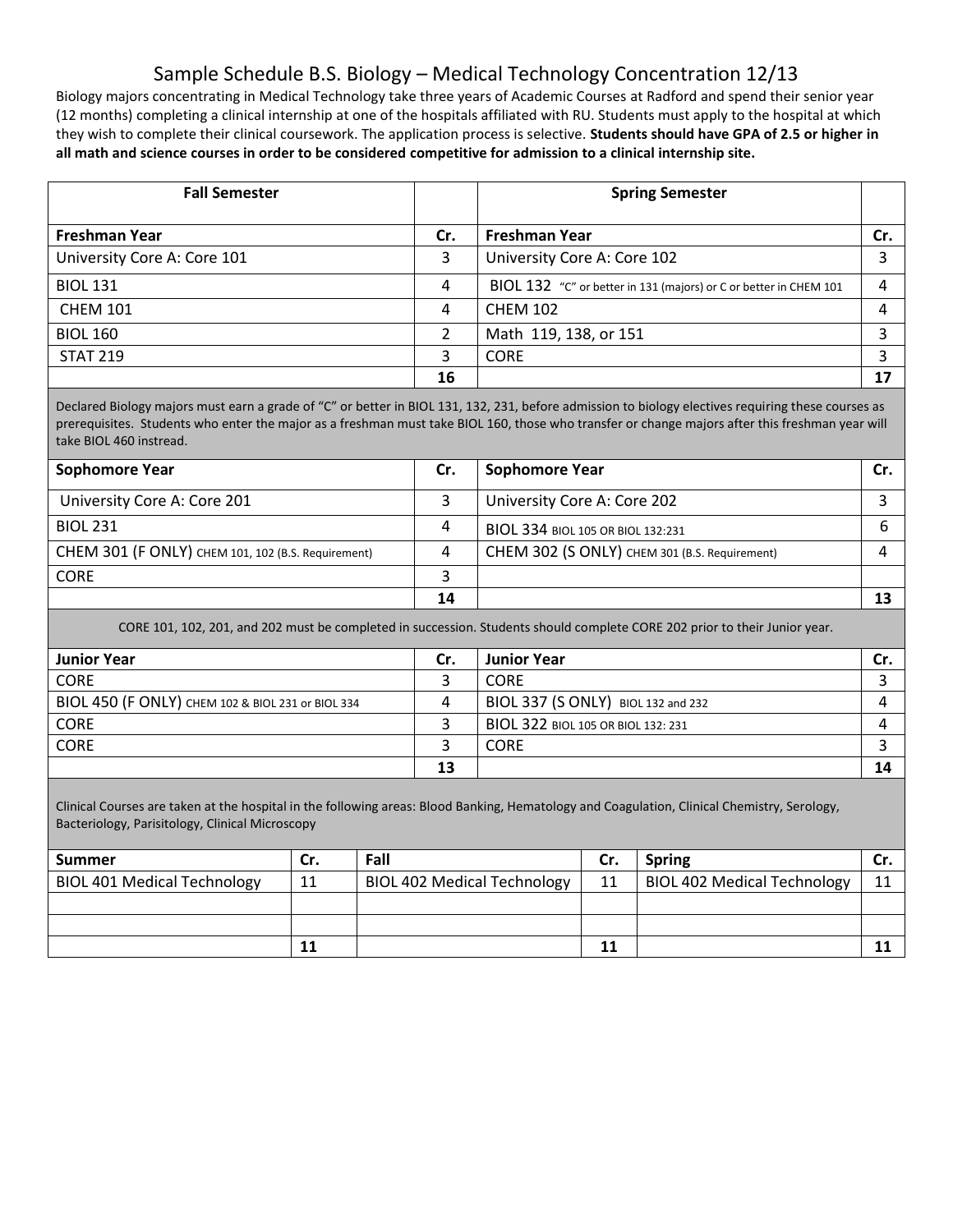# Sample Schedule B.S. Biology – Medical Technology Concentration 12/13

Biology majors concentrating in Medical Technology take three years of Academic Courses at Radford and spend their senior year (12 months) completing a clinical internship at one of the hospitals affiliated with RU. Students must apply to the hospital at which they wish to complete their clinical coursework. The application process is selective. **Students should have GPA of 2.5 or higher in all math and science courses in order to be considered competitive for admission to a clinical internship site.**

| Fall Semester | | Spring Semester | |
|---|---|---|---|
| **Freshman Year** | **Cr.** | **Freshman Year** | **Cr.** |
| University Core A: Core 101 | 3 | University Core A: Core 102 | 3 |
| BIOL 131 | 4 | BIOL 132 "C" or better in 131 (majors) or C or better in CHEM 101 | 4 |
| CHEM 101 | 4 | CHEM 102 | 4 |
| BIOL 160 | 2 | Math 119, 138, or 151 | 3 |
| STAT 219 | 3 | CORE | 3 |
| | **16** | | **17** |

Declared Biology majors must earn a grade of "C" or better in BIOL 131, 132, 231, before admission to biology electives requiring these courses as prerequisites. Students who enter the major as a freshman must take BIOL 160, those who transfer or change majors after this freshman year will take BIOL 460 instread.

| Sophomore Year | Cr. | Sophomore Year | Cr. |
|---|---|---|---|
| University Core A: Core 201 | 3 | University Core A: Core 202 | 3 |
| BIOL 231 | 4 | BIOL 334 BIOL 105 OR BIOL 132:231 | 6 |
| CHEM 301 (F ONLY) CHEM 101, 102 (B.S. Requirement) | 4 | CHEM 302 (S ONLY) CHEM 301 (B.S. Requirement) | 4 |
| CORE | 3 | | |
| | **14** | | **13** |

CORE 101, 102, 201, and 202 must be completed in succession. Students should complete CORE 202 prior to their Junior year.

| Junior Year | Cr. | Junior Year | Cr. |
|---|---|---|---|
| CORE | 3 | CORE | 3 |
| BIOL 450 (F ONLY) CHEM 102 & BIOL 231 or BIOL 334 | 4 | BIOL 337 (S ONLY) BIOL 132 and 232 | 4 |
| CORE | 3 | BIOL 322 BIOL 105 OR BIOL 132: 231 | 4 |
| CORE | 3 | CORE | 3 |
| | **13** | | **14** |

Clinical Courses are taken at the hospital in the following areas: Blood Banking, Hematology and Coagulation, Clinical Chemistry, Serology, Bacteriology, Parisitology, Clinical Microscopy

| Summer | Cr. | Fall | Cr. | Spring | Cr. |
|---|---|---|---|---|---|
| BIOL 401 Medical Technology | 11 | BIOL 402 Medical Technology | 11 | BIOL 402 Medical Technology | 11 |
| | | | | | |
| | | | | | |
| | **11** | | **11** | | **11** |